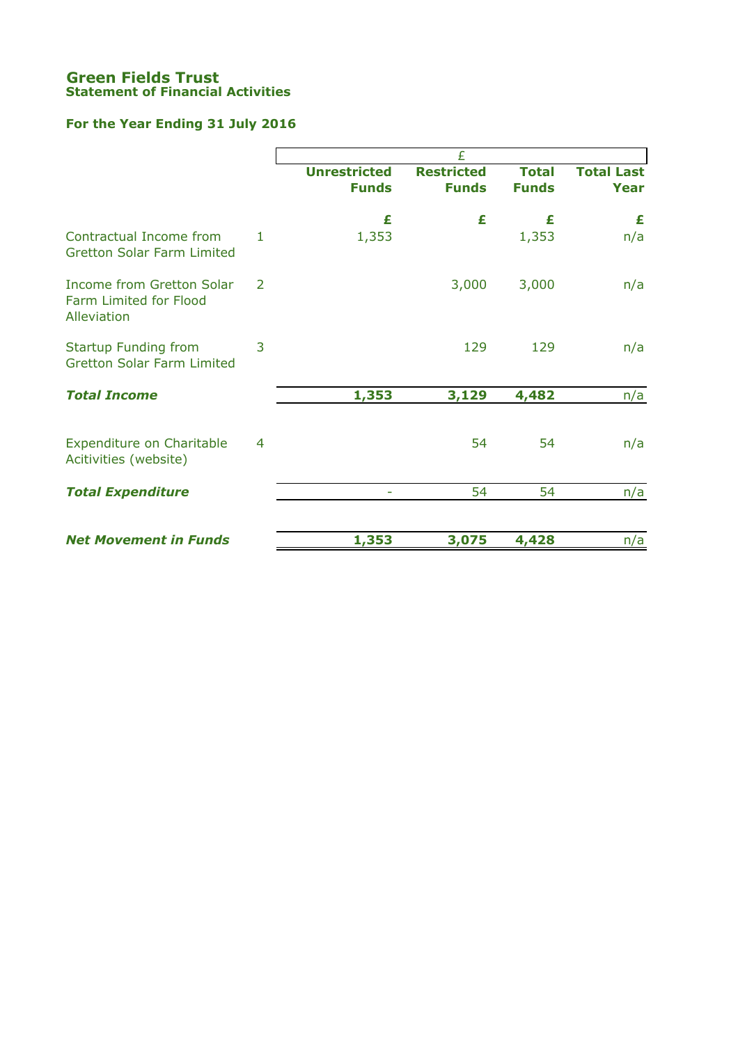# Green Fields Trust

## Statement of Financial Activities

### For the Year Ending 31 July 2016

| | | £ | | | |
|---|---|---|---|---|---|
| | | **Unrestricted Funds** | **Restricted Funds** | **Total Funds** | **Total Last Year** |
| | | **£** | **£** | **£** | **£** |
| Contractual Income from Gretton Solar Farm Limited | 1 | 1,353 | | 1,353 | n/a |
| Income from Gretton Solar Farm Limited for Flood Alleviation | 2 | | 3,000 | 3,000 | n/a |
| Startup Funding from Gretton Solar Farm Limited | 3 | | 129 | 129 | n/a |
| ***Total Income*** | | **1,353** | **3,129** | **4,482** | n/a |
| Expenditure on Charitable Acitivities (website) | 4 | | 54 | 54 | n/a |
| ***Total Expenditure*** | | - | 54 | 54 | n/a |
| ***Net Movement in Funds*** | | **1,353** | **3,075** | **4,428** | n/a |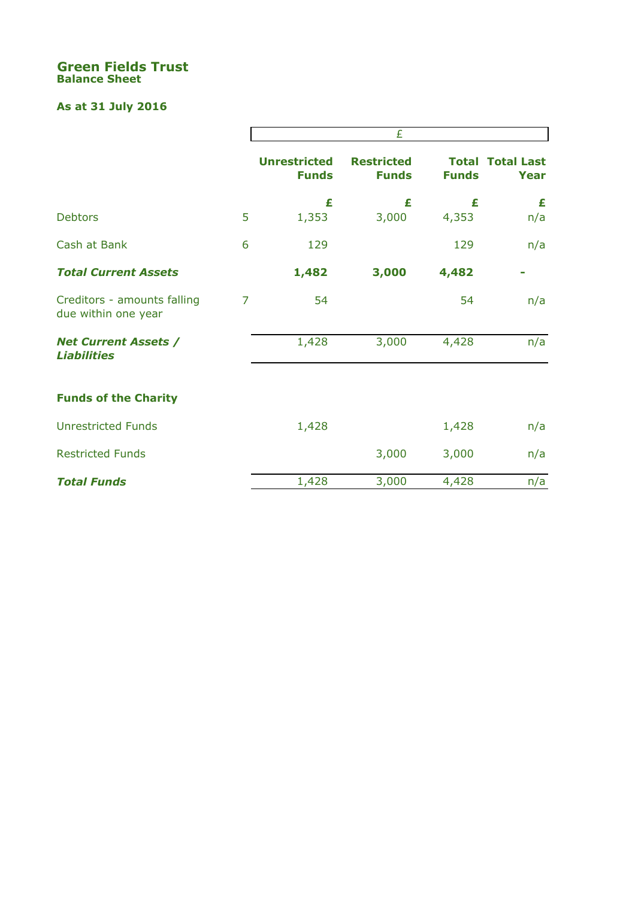## Green Fields Trust
### Balance Sheet

### As at 31 July 2016

| | | £ | | | |
|---|---|---|---|---|---|
| | | **Unrestricted Funds** | **Restricted Funds** | **Total Funds** | **Total Last Year** |
| | | **£** | **£** | **£** | **£** |
| Debtors | 5 | 1,353 | 3,000 | 4,353 | n/a |
| Cash at Bank | 6 | 129 | | 129 | n/a |
| ***Total Current Assets*** | | **1,482** | **3,000** | **4,482** | **-** |
| Creditors - amounts falling due within one year | 7 | 54 | | 54 | n/a |
| ***Net Current Assets / Liabilities*** | | 1,428 | 3,000 | 4,428 | n/a |
| **Funds of the Charity** | | | | | |
| Unrestricted Funds | | 1,428 | | 1,428 | n/a |
| Restricted Funds | | | 3,000 | 3,000 | n/a |
| ***Total Funds*** | | 1,428 | 3,000 | 4,428 | n/a |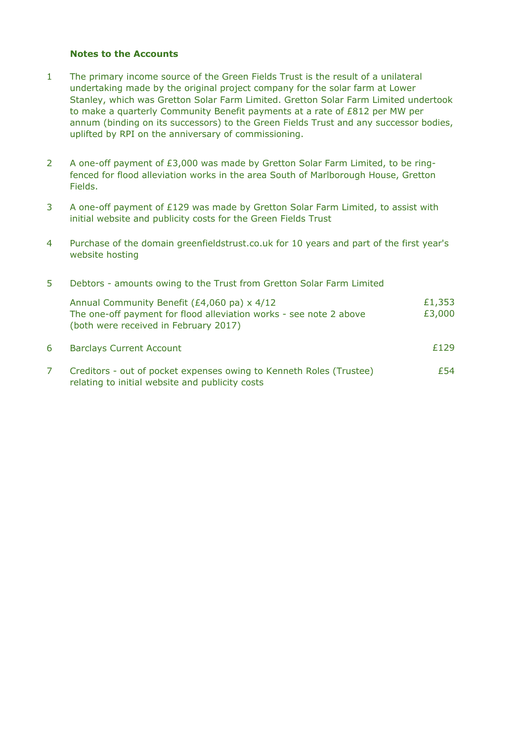**Notes to the Accounts**

1. The primary income source of the Green Fields Trust is the result of a unilateral undertaking made by the original project company for the solar farm at Lower Stanley, which was Gretton Solar Farm Limited. Gretton Solar Farm Limited undertook to make a quarterly Community Benefit payments at a rate of £812 per MW per annum (binding on its successors) to the Green Fields Trust and any successor bodies, uplifted by RPI on the anniversary of commissioning.

2. A one-off payment of £3,000 was made by Gretton Solar Farm Limited, to be ring-fenced for flood alleviation works in the area South of Marlborough House, Gretton Fields.

3. A one-off payment of £129 was made by Gretton Solar Farm Limited, to assist with initial website and publicity costs for the Green Fields Trust

4. Purchase of the domain greenfieldstrust.co.uk for 10 years and part of the first year's website hosting

5. Debtors - amounts owing to the Trust from Gretton Solar Farm Limited

| | |
|---|---|
| Annual Community Benefit (£4,060 pa) x 4/12 | £1,353 |
| The one-off payment for flood alleviation works - see note 2 above (both were received in February 2017) | £3,000 |

6. Barclays Current Account — £129

7. Creditors - out of pocket expenses owing to Kenneth Roles (Trustee) relating to initial website and publicity costs — £54